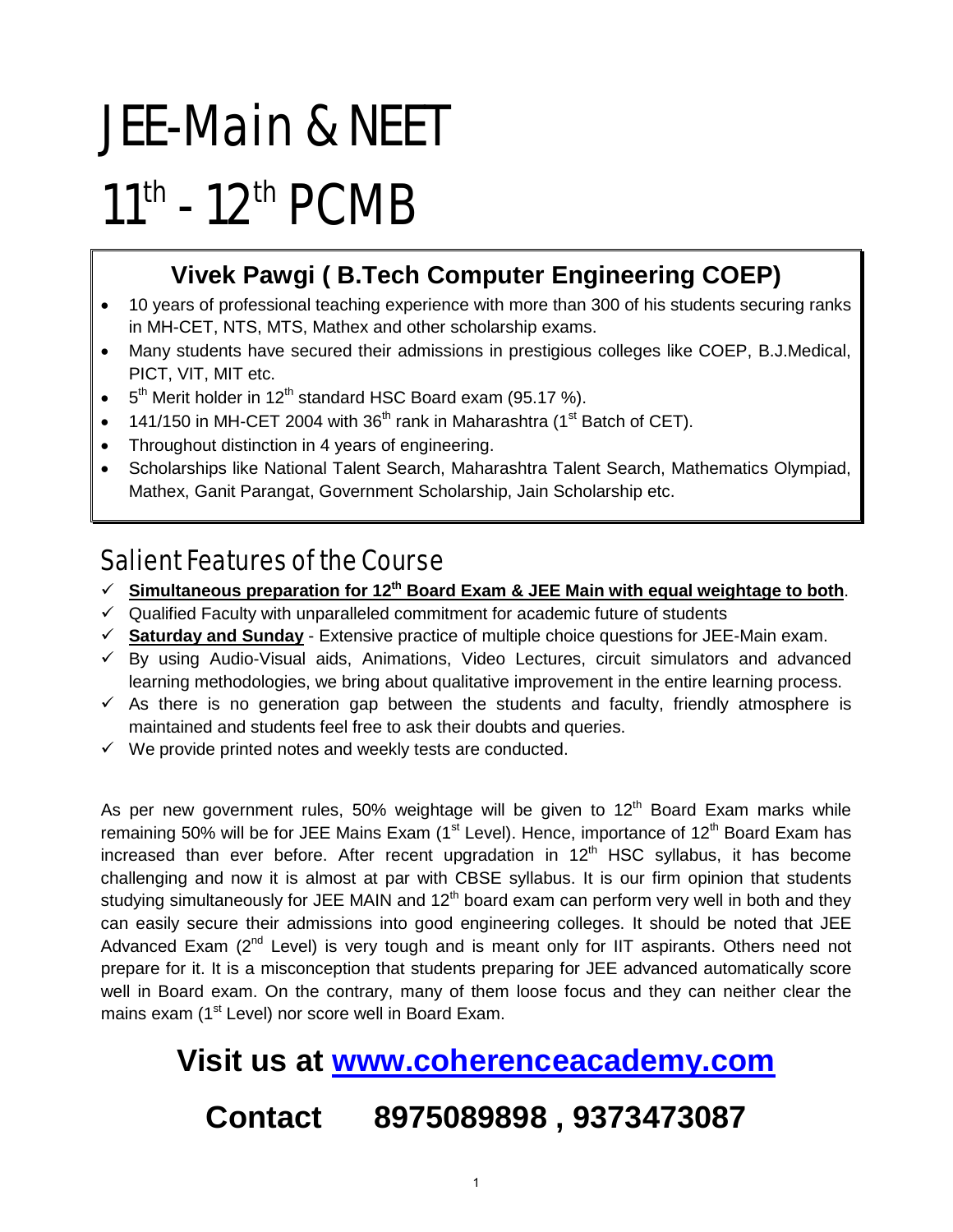# JEE-Main & NEET

# 11th - 12th PCMB

## Vivek Pawgi ( B.Tech Computer Engineering COEP)

- 10 years of professional teaching experience with more than 300 of his students securing ranks in MH-CET, NTS, MTS, Mathex and other scholarship exams.
- Many students have secured their admissions in prestigious colleges like COEP, B.J.Medical, PICT, VIT, MIT etc.
- 5th Merit holder in 12th standard HSC Board exam (95.17 %).
- 141/150 in MH-CET 2004 with 36th rank in Maharashtra (1st Batch of CET).
- Throughout distinction in 4 years of engineering.
- Scholarships like National Talent Search, Maharashtra Talent Search, Mathematics Olympiad, Mathex, Ganit Parangat, Government Scholarship, Jain Scholarship etc.

## Salient Features of the Course

- ✓ **Simultaneous preparation for 12th Board Exam & JEE Main with equal weightage to both**.
- ✓ Qualified Faculty with unparalleled commitment for academic future of students
- ✓ **Saturday and Sunday** - Extensive practice of multiple choice questions for JEE-Main exam.
- ✓ By using Audio-Visual aids, Animations, Video Lectures, circuit simulators and advanced learning methodologies, we bring about qualitative improvement in the entire learning process.
- ✓ As there is no generation gap between the students and faculty, friendly atmosphere is maintained and students feel free to ask their doubts and queries.
- ✓ We provide printed notes and weekly tests are conducted.

As per new government rules, 50% weightage will be given to 12th Board Exam marks while remaining 50% will be for JEE Mains Exam (1st Level). Hence, importance of 12th Board Exam has increased than ever before. After recent upgradation in 12th HSC syllabus, it has become challenging and now it is almost at par with CBSE syllabus. It is our firm opinion that students studying simultaneously for JEE MAIN and 12th board exam can perform very well in both and they can easily secure their admissions into good engineering colleges. It should be noted that JEE Advanced Exam (2nd Level) is very tough and is meant only for IIT aspirants. Others need not prepare for it. It is a misconception that students preparing for JEE advanced automatically score well in Board exam. On the contrary, many of them loose focus and they can neither clear the mains exam (1st Level) nor score well in Board Exam.

## Visit us at [www.coherenceacademy.com](http://www.coherenceacademy.com)

## Contact 8975089898 , 9373473087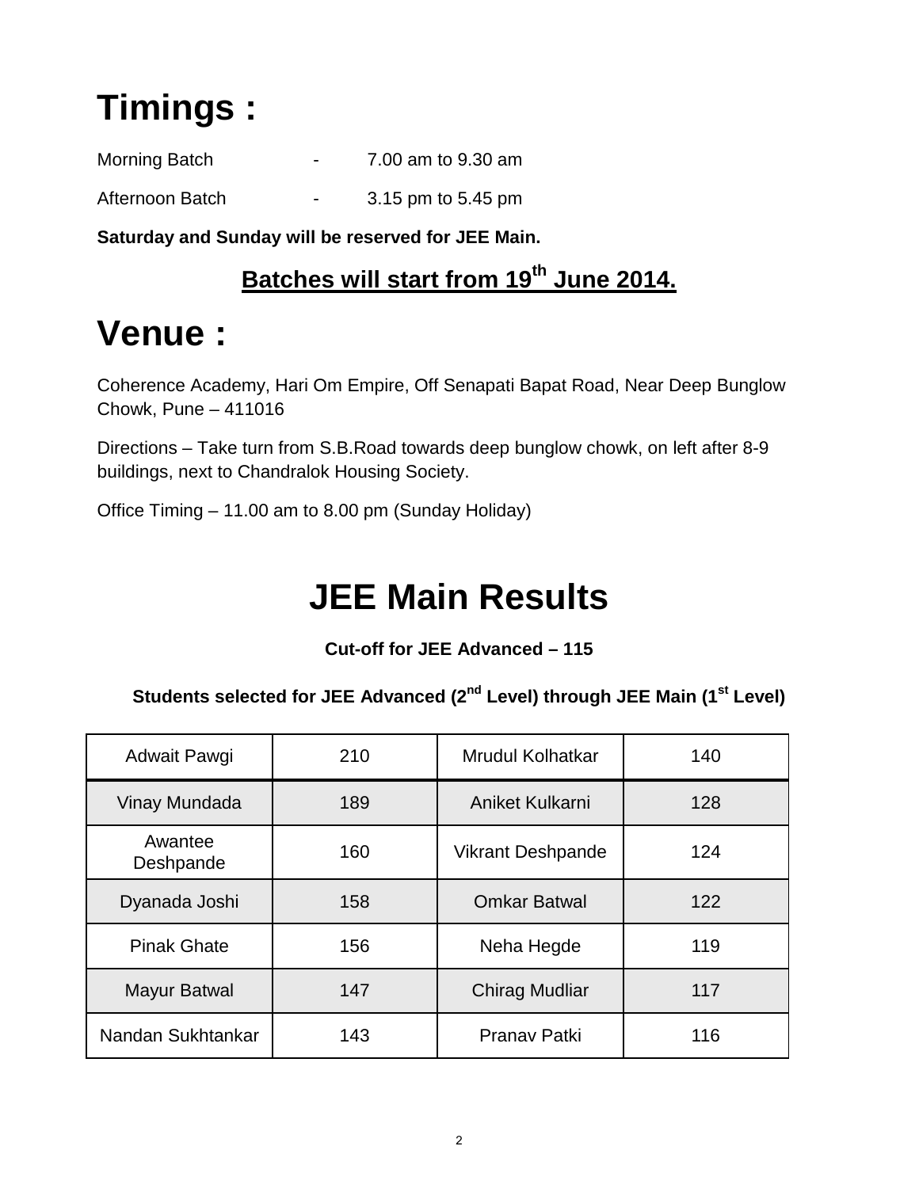# Timings :

Morning Batch - 7.00 am to 9.30 am

Afternoon Batch - 3.15 pm to 5.45 pm

**Saturday and Sunday will be reserved for JEE Main.**

**Batches will start from 19th June 2014.**

# Venue :

Coherence Academy, Hari Om Empire, Off Senapati Bapat Road, Near Deep Bunglow Chowk, Pune – 411016

Directions – Take turn from S.B.Road towards deep bunglow chowk, on left after 8-9 buildings, next to Chandralok Housing Society.

Office Timing – 11.00 am to 8.00 pm (Sunday Holiday)

# JEE Main Results

**Cut-off for JEE Advanced – 115**

**Students selected for JEE Advanced (2nd Level) through JEE Main (1st Level)**

| Adwait Pawgi | 210 | Mrudul Kolhatkar | 140 |
|---|---|---|---|
| Vinay Mundada | 189 | Aniket Kulkarni | 128 |
| Awantee Deshpande | 160 | Vikrant Deshpande | 124 |
| Dyanada Joshi | 158 | Omkar Batwal | 122 |
| Pinak Ghate | 156 | Neha Hegde | 119 |
| Mayur Batwal | 147 | Chirag Mudliar | 117 |
| Nandan Sukhtankar | 143 | Pranav Patki | 116 |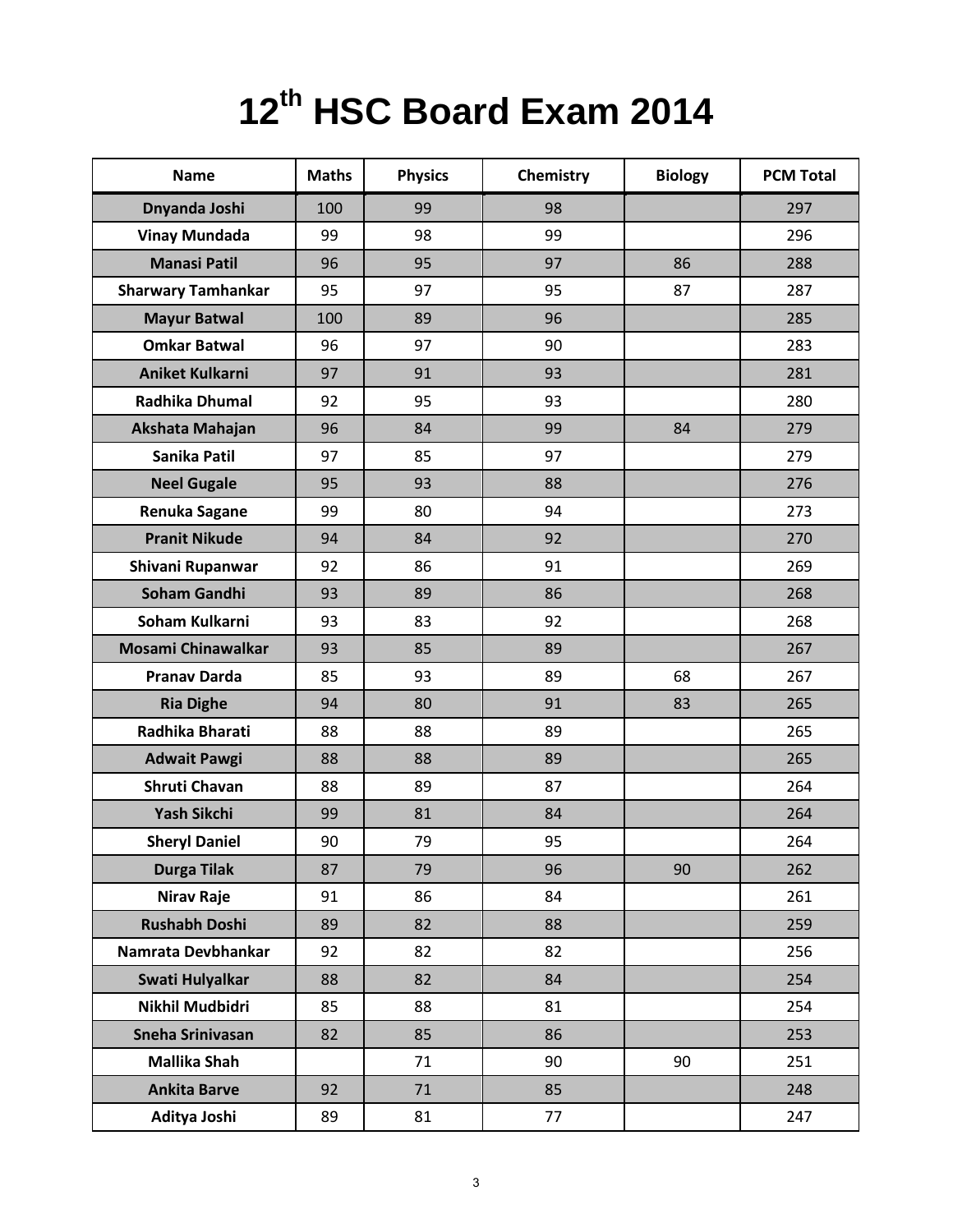# $12^{th}$ HSC Board Exam 2014

| Name | Maths | Physics | Chemistry | Biology | PCM Total |
|---|---|---|---|---|---|
| **Dnyanda Joshi** | 100 | 99 | 98 | | 297 |
| **Vinay Mundada** | 99 | 98 | 99 | | 296 |
| **Manasi Patil** | 96 | 95 | 97 | 86 | 288 |
| **Sharwary Tamhankar** | 95 | 97 | 95 | 87 | 287 |
| **Mayur Batwal** | 100 | 89 | 96 | | 285 |
| **Omkar Batwal** | 96 | 97 | 90 | | 283 |
| **Aniket Kulkarni** | 97 | 91 | 93 | | 281 |
| **Radhika Dhumal** | 92 | 95 | 93 | | 280 |
| **Akshata Mahajan** | 96 | 84 | 99 | 84 | 279 |
| **Sanika Patil** | 97 | 85 | 97 | | 279 |
| **Neel Gugale** | 95 | 93 | 88 | | 276 |
| **Renuka Sagane** | 99 | 80 | 94 | | 273 |
| **Pranit Nikude** | 94 | 84 | 92 | | 270 |
| **Shivani Rupanwar** | 92 | 86 | 91 | | 269 |
| **Soham Gandhi** | 93 | 89 | 86 | | 268 |
| **Soham Kulkarni** | 93 | 83 | 92 | | 268 |
| **Mosami Chinawalkar** | 93 | 85 | 89 | | 267 |
| **Pranav Darda** | 85 | 93 | 89 | 68 | 267 |
| **Ria Dighe** | 94 | 80 | 91 | 83 | 265 |
| **Radhika Bharati** | 88 | 88 | 89 | | 265 |
| **Adwait Pawgi** | 88 | 88 | 89 | | 265 |
| **Shruti Chavan** | 88 | 89 | 87 | | 264 |
| **Yash Sikchi** | 99 | 81 | 84 | | 264 |
| **Sheryl Daniel** | 90 | 79 | 95 | | 264 |
| **Durga Tilak** | 87 | 79 | 96 | 90 | 262 |
| **Nirav Raje** | 91 | 86 | 84 | | 261 |
| **Rushabh Doshi** | 89 | 82 | 88 | | 259 |
| **Namrata Devbhankar** | 92 | 82 | 82 | | 256 |
| **Swati Hulyalkar** | 88 | 82 | 84 | | 254 |
| **Nikhil Mudbidri** | 85 | 88 | 81 | | 254 |
| **Sneha Srinivasan** | 82 | 85 | 86 | | 253 |
| **Mallika Shah** | | 71 | 90 | 90 | 251 |
| **Ankita Barve** | 92 | 71 | 85 | | 248 |
| **Aditya Joshi** | 89 | 81 | 77 | | 247 |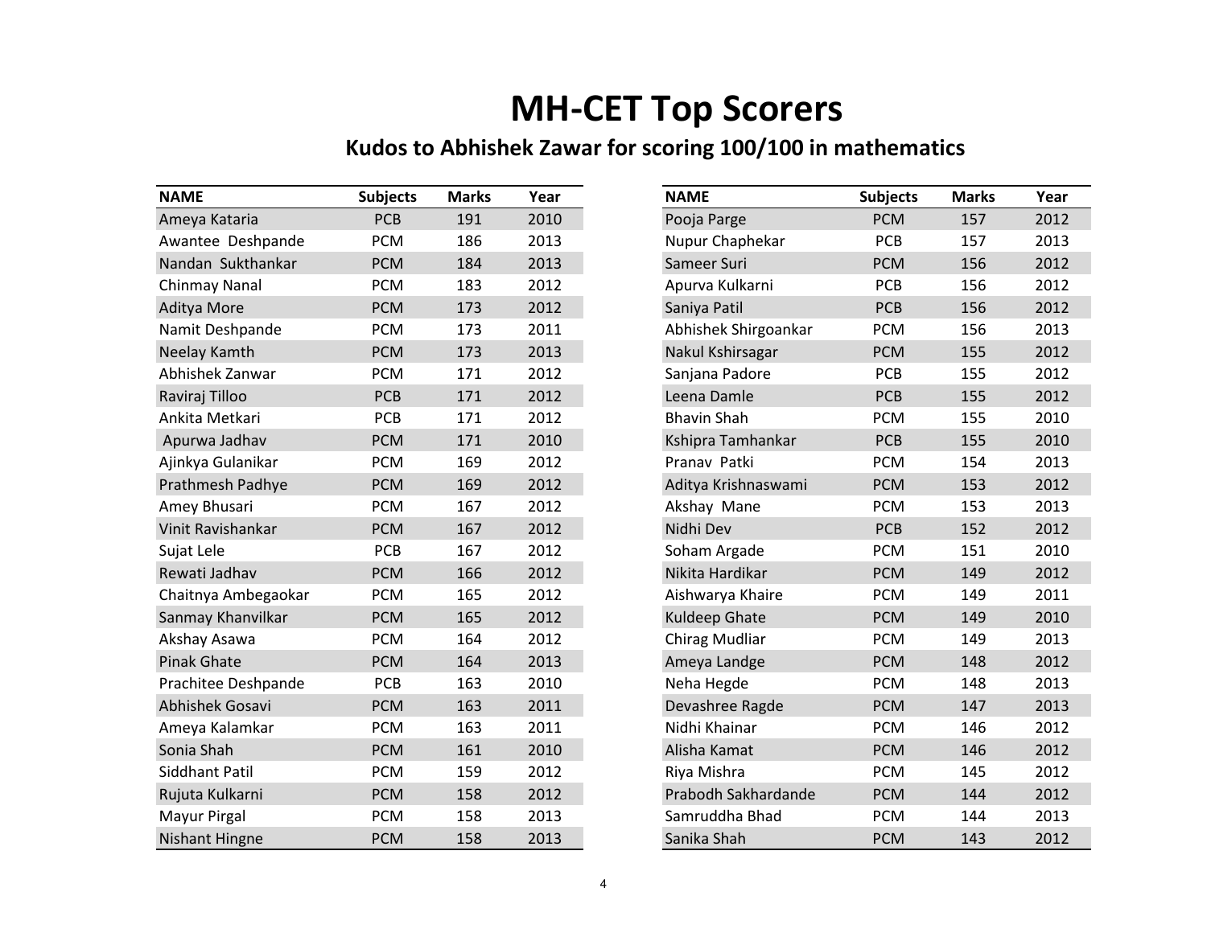# MH-CET Top Scorers

## Kudos to Abhishek Zawar for scoring 100/100 in mathematics

| NAME | Subjects | Marks | Year |
|---|---|---|---|
| Ameya Kataria | PCB | 191 | 2010 |
| Awantee Deshpande | PCM | 186 | 2013 |
| Nandan Sukthankar | PCM | 184 | 2013 |
| Chinmay Nanal | PCM | 183 | 2012 |
| Aditya More | PCM | 173 | 2012 |
| Namit Deshpande | PCM | 173 | 2011 |
| Neelay Kamth | PCM | 173 | 2013 |
| Abhishek Zanwar | PCM | 171 | 2012 |
| Raviraj Tilloo | PCB | 171 | 2012 |
| Ankita Metkari | PCB | 171 | 2012 |
| Apurwa Jadhav | PCM | 171 | 2010 |
| Ajinkya Gulanikar | PCM | 169 | 2012 |
| Prathmesh Padhye | PCM | 169 | 2012 |
| Amey Bhusari | PCM | 167 | 2012 |
| Vinit Ravishankar | PCM | 167 | 2012 |
| Sujat Lele | PCB | 167 | 2012 |
| Rewati Jadhav | PCM | 166 | 2012 |
| Chaitnya Ambegaokar | PCM | 165 | 2012 |
| Sanmay Khanvilkar | PCM | 165 | 2012 |
| Akshay Asawa | PCM | 164 | 2012 |
| Pinak Ghate | PCM | 164 | 2013 |
| Prachitee Deshpande | PCB | 163 | 2010 |
| Abhishek Gosavi | PCM | 163 | 2011 |
| Ameya Kalamkar | PCM | 163 | 2011 |
| Sonia Shah | PCM | 161 | 2010 |
| Siddhant Patil | PCM | 159 | 2012 |
| Rujuta Kulkarni | PCM | 158 | 2012 |
| Mayur Pirgal | PCM | 158 | 2013 |
| Nishant Hingne | PCM | 158 | 2013 |
| Pooja Parge | PCM | 157 | 2012 |
| Nupur Chaphekar | PCB | 157 | 2013 |
| Sameer Suri | PCM | 156 | 2012 |
| Apurva Kulkarni | PCB | 156 | 2012 |
| Saniya Patil | PCB | 156 | 2012 |
| Abhishek Shirgoankar | PCM | 156 | 2013 |
| Nakul Kshirsagar | PCM | 155 | 2012 |
| Sanjana Padore | PCB | 155 | 2012 |
| Leena Damle | PCB | 155 | 2012 |
| Bhavin Shah | PCM | 155 | 2010 |
| Kshipra Tamhankar | PCB | 155 | 2010 |
| Pranav Patki | PCM | 154 | 2013 |
| Aditya Krishnaswami | PCM | 153 | 2012 |
| Akshay Mane | PCM | 153 | 2013 |
| Nidhi Dev | PCB | 152 | 2012 |
| Soham Argade | PCM | 151 | 2010 |
| Nikita Hardikar | PCM | 149 | 2012 |
| Aishwarya Khaire | PCM | 149 | 2011 |
| Kuldeep Ghate | PCM | 149 | 2010 |
| Chirag Mudliar | PCM | 149 | 2013 |
| Ameya Landge | PCM | 148 | 2012 |
| Neha Hegde | PCM | 148 | 2013 |
| Devashree Ragde | PCM | 147 | 2013 |
| Nidhi Khainar | PCM | 146 | 2012 |
| Alisha Kamat | PCM | 146 | 2012 |
| Riya Mishra | PCM | 145 | 2012 |
| Prabodh Sakhardande | PCM | 144 | 2012 |
| Samruddha Bhad | PCM | 144 | 2013 |
| Sanika Shah | PCM | 143 | 2012 |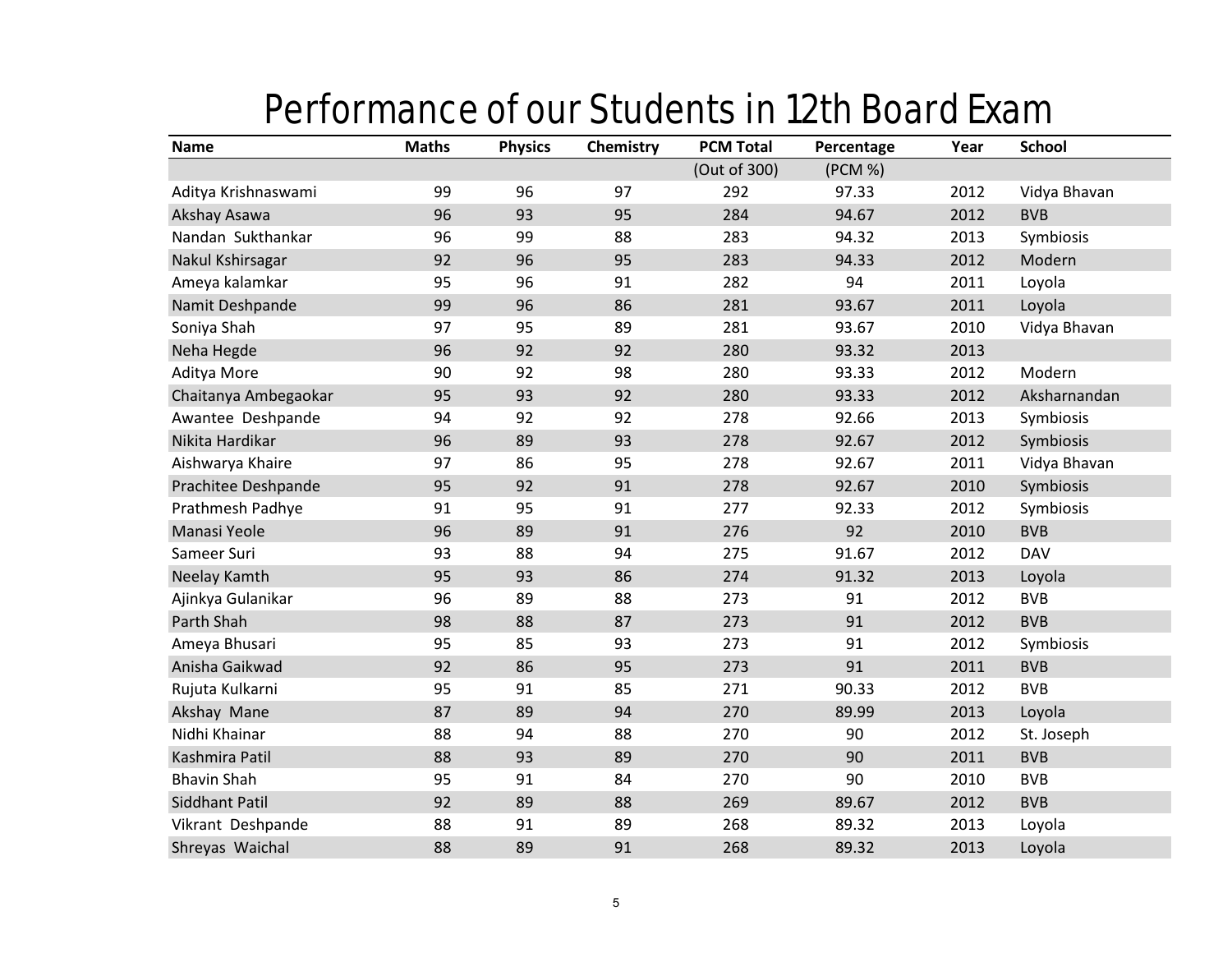# Performance of our Students in 12th Board Exam

| Name | Maths | Physics | Chemistry | PCM Total | Percentage | Year | School |
|---|---|---|---|---|---|---|---|
| | | | | (Out of 300) | (PCM %) | | |
| Aditya Krishnaswami | 99 | 96 | 97 | 292 | 97.33 | 2012 | Vidya Bhavan |
| Akshay Asawa | 96 | 93 | 95 | 284 | 94.67 | 2012 | BVB |
| Nandan Sukthankar | 96 | 99 | 88 | 283 | 94.32 | 2013 | Symbiosis |
| Nakul Kshirsagar | 92 | 96 | 95 | 283 | 94.33 | 2012 | Modern |
| Ameya kalamkar | 95 | 96 | 91 | 282 | 94 | 2011 | Loyola |
| Namit Deshpande | 99 | 96 | 86 | 281 | 93.67 | 2011 | Loyola |
| Soniya Shah | 97 | 95 | 89 | 281 | 93.67 | 2010 | Vidya Bhavan |
| Neha Hegde | 96 | 92 | 92 | 280 | 93.32 | 2013 | |
| Aditya More | 90 | 92 | 98 | 280 | 93.33 | 2012 | Modern |
| Chaitanya Ambegaokar | 95 | 93 | 92 | 280 | 93.33 | 2012 | Aksharnandan |
| Awantee Deshpande | 94 | 92 | 92 | 278 | 92.66 | 2013 | Symbiosis |
| Nikita Hardikar | 96 | 89 | 93 | 278 | 92.67 | 2012 | Symbiosis |
| Aishwarya Khaire | 97 | 86 | 95 | 278 | 92.67 | 2011 | Vidya Bhavan |
| Prachitee Deshpande | 95 | 92 | 91 | 278 | 92.67 | 2010 | Symbiosis |
| Prathmesh Padhye | 91 | 95 | 91 | 277 | 92.33 | 2012 | Symbiosis |
| Manasi Yeole | 96 | 89 | 91 | 276 | 92 | 2010 | BVB |
| Sameer Suri | 93 | 88 | 94 | 275 | 91.67 | 2012 | DAV |
| Neelay Kamth | 95 | 93 | 86 | 274 | 91.32 | 2013 | Loyola |
| Ajinkya Gulanikar | 96 | 89 | 88 | 273 | 91 | 2012 | BVB |
| Parth Shah | 98 | 88 | 87 | 273 | 91 | 2012 | BVB |
| Ameya Bhusari | 95 | 85 | 93 | 273 | 91 | 2012 | Symbiosis |
| Anisha Gaikwad | 92 | 86 | 95 | 273 | 91 | 2011 | BVB |
| Rujuta Kulkarni | 95 | 91 | 85 | 271 | 90.33 | 2012 | BVB |
| Akshay Mane | 87 | 89 | 94 | 270 | 89.99 | 2013 | Loyola |
| Nidhi Khainar | 88 | 94 | 88 | 270 | 90 | 2012 | St. Joseph |
| Kashmira Patil | 88 | 93 | 89 | 270 | 90 | 2011 | BVB |
| Bhavin Shah | 95 | 91 | 84 | 270 | 90 | 2010 | BVB |
| Siddhant Patil | 92 | 89 | 88 | 269 | 89.67 | 2012 | BVB |
| Vikrant Deshpande | 88 | 91 | 89 | 268 | 89.32 | 2013 | Loyola |
| Shreyas Waichal | 88 | 89 | 91 | 268 | 89.32 | 2013 | Loyola |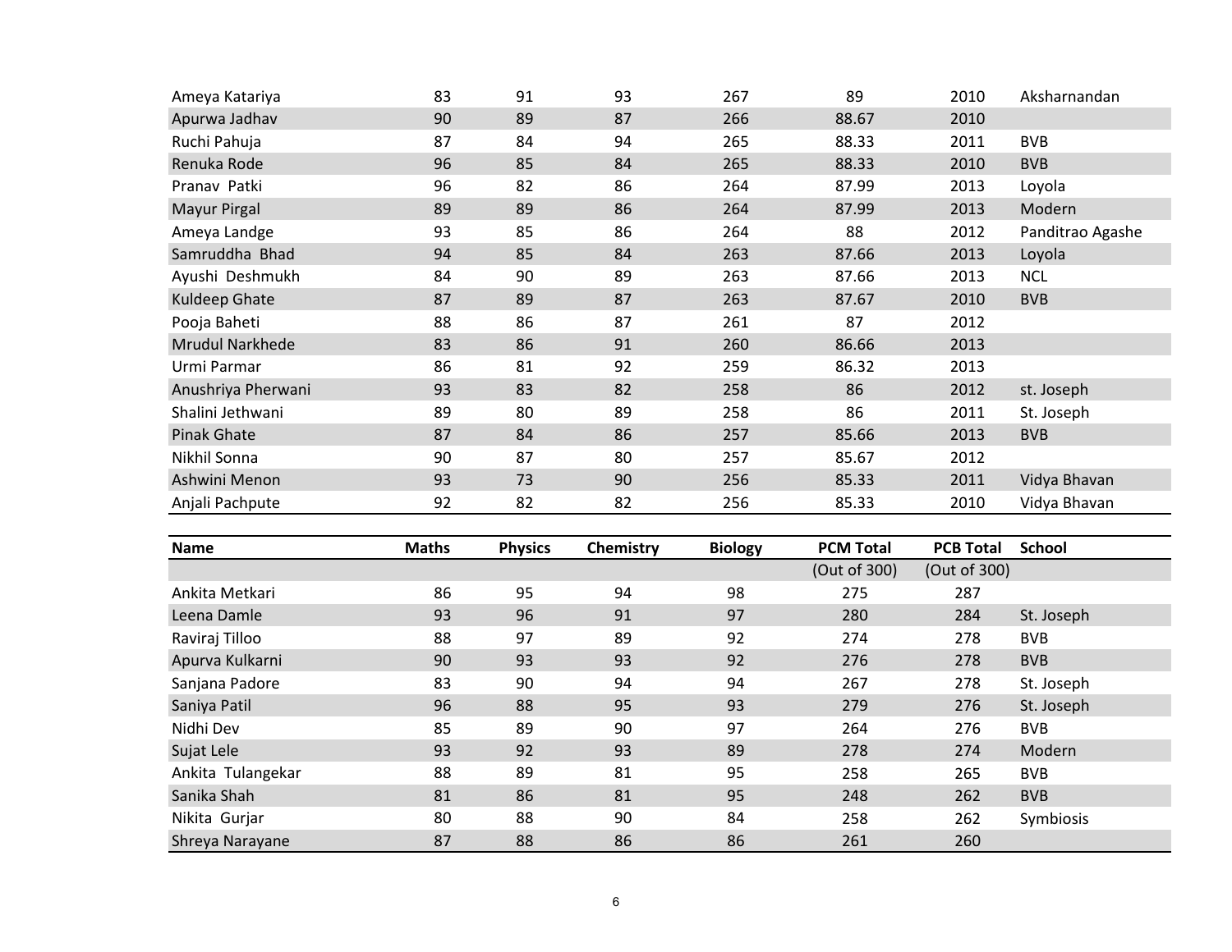| | | | | | | | |
|---|---|---|---|---|---|---|---|
| Ameya Katariya | 83 | 91 | 93 | 267 | 89 | 2010 | Aksharnandan |
| Apurwa Jadhav | 90 | 89 | 87 | 266 | 88.67 | 2010 | |
| Ruchi Pahuja | 87 | 84 | 94 | 265 | 88.33 | 2011 | BVB |
| Renuka Rode | 96 | 85 | 84 | 265 | 88.33 | 2010 | BVB |
| Pranav Patki | 96 | 82 | 86 | 264 | 87.99 | 2013 | Loyola |
| Mayur Pirgal | 89 | 89 | 86 | 264 | 87.99 | 2013 | Modern |
| Ameya Landge | 93 | 85 | 86 | 264 | 88 | 2012 | Panditrao Agashe |
| Samruddha Bhad | 94 | 85 | 84 | 263 | 87.66 | 2013 | Loyola |
| Ayushi Deshmukh | 84 | 90 | 89 | 263 | 87.66 | 2013 | NCL |
| Kuldeep Ghate | 87 | 89 | 87 | 263 | 87.67 | 2010 | BVB |
| Pooja Baheti | 88 | 86 | 87 | 261 | 87 | 2012 | |
| Mrudul Narkhede | 83 | 86 | 91 | 260 | 86.66 | 2013 | |
| Urmi Parmar | 86 | 81 | 92 | 259 | 86.32 | 2013 | |
| Anushriya Pherwani | 93 | 83 | 82 | 258 | 86 | 2012 | st. Joseph |
| Shalini Jethwani | 89 | 80 | 89 | 258 | 86 | 2011 | St. Joseph |
| Pinak Ghate | 87 | 84 | 86 | 257 | 85.66 | 2013 | BVB |
| Nikhil Sonna | 90 | 87 | 80 | 257 | 85.67 | 2012 | |
| Ashwini Menon | 93 | 73 | 90 | 256 | 85.33 | 2011 | Vidya Bhavan |
| Anjali Pachpute | 92 | 82 | 82 | 256 | 85.33 | 2010 | Vidya Bhavan |

| Name | Maths | Physics | Chemistry | Biology | PCM Total | PCB Total | School |
|---|---|---|---|---|---|---|---|
| | | | | | (Out of 300) | (Out of 300) | |
| Ankita Metkari | 86 | 95 | 94 | 98 | 275 | 287 | |
| Leena Damle | 93 | 96 | 91 | 97 | 280 | 284 | St. Joseph |
| Raviraj Tilloo | 88 | 97 | 89 | 92 | 274 | 278 | BVB |
| Apurva Kulkarni | 90 | 93 | 93 | 92 | 276 | 278 | BVB |
| Sanjana Padore | 83 | 90 | 94 | 94 | 267 | 278 | St. Joseph |
| Saniya Patil | 96 | 88 | 95 | 93 | 279 | 276 | St. Joseph |
| Nidhi Dev | 85 | 89 | 90 | 97 | 264 | 276 | BVB |
| Sujat Lele | 93 | 92 | 93 | 89 | 278 | 274 | Modern |
| Ankita Tulangekar | 88 | 89 | 81 | 95 | 258 | 265 | BVB |
| Sanika Shah | 81 | 86 | 81 | 95 | 248 | 262 | BVB |
| Nikita Gurjar | 80 | 88 | 90 | 84 | 258 | 262 | Symbiosis |
| Shreya Narayane | 87 | 88 | 86 | 86 | 261 | 260 | |